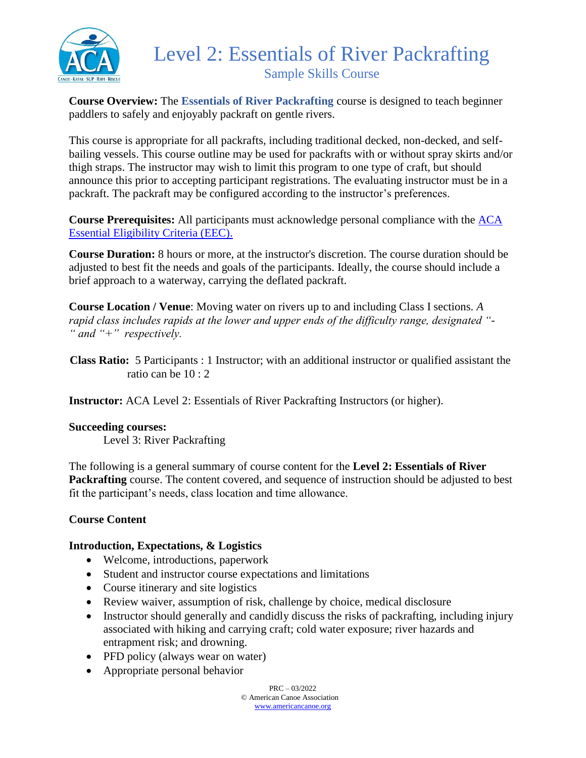# Level 2: Essentials of River Packrafting

## Sample Skills Course

**Course Overview:** The **Essentials of River Packrafting** course is designed to teach beginner paddlers to safely and enjoyably packraft on gentle rivers.

This course is appropriate for all packrafts, including traditional decked, non-decked, and self-bailing vessels. This course outline may be used for packrafts with or without spray skirts and/or thigh straps. The instructor may wish to limit this program to one type of craft, but should announce this prior to accepting participant registrations. The evaluating instructor must be in a packraft. The packraft may be configured according to the instructor's preferences.

**Course Prerequisites:** All participants must acknowledge personal compliance with the ACA Essential Eligibility Criteria (EEC).

**Course Duration:** 8 hours or more, at the instructor's discretion. The course duration should be adjusted to best fit the needs and goals of the participants. Ideally, the course should include a brief approach to a waterway, carrying the deflated packraft.

**Course Location / Venue**: Moving water on rivers up to and including Class I sections. *A rapid class includes rapids at the lower and upper ends of the difficulty range, designated "-" and "+" respectively.*

**Class Ratio:** 5 Participants : 1 Instructor; with an additional instructor or qualified assistant the ratio can be 10 : 2

**Instructor:** ACA Level 2: Essentials of River Packrafting Instructors (or higher).

**Succeeding courses:**

Level 3: River Packrafting

The following is a general summary of course content for the **Level 2: Essentials of River Packrafting** course. The content covered, and sequence of instruction should be adjusted to best fit the participant's needs, class location and time allowance.

**Course Content**

**Introduction, Expectations, & Logistics**

- Welcome, introductions, paperwork
- Student and instructor course expectations and limitations
- Course itinerary and site logistics
- Review waiver, assumption of risk, challenge by choice, medical disclosure
- Instructor should generally and candidly discuss the risks of packrafting, including injury associated with hiking and carrying craft; cold water exposure; river hazards and entrapment risk; and drowning.
- PFD policy (always wear on water)
- Appropriate personal behavior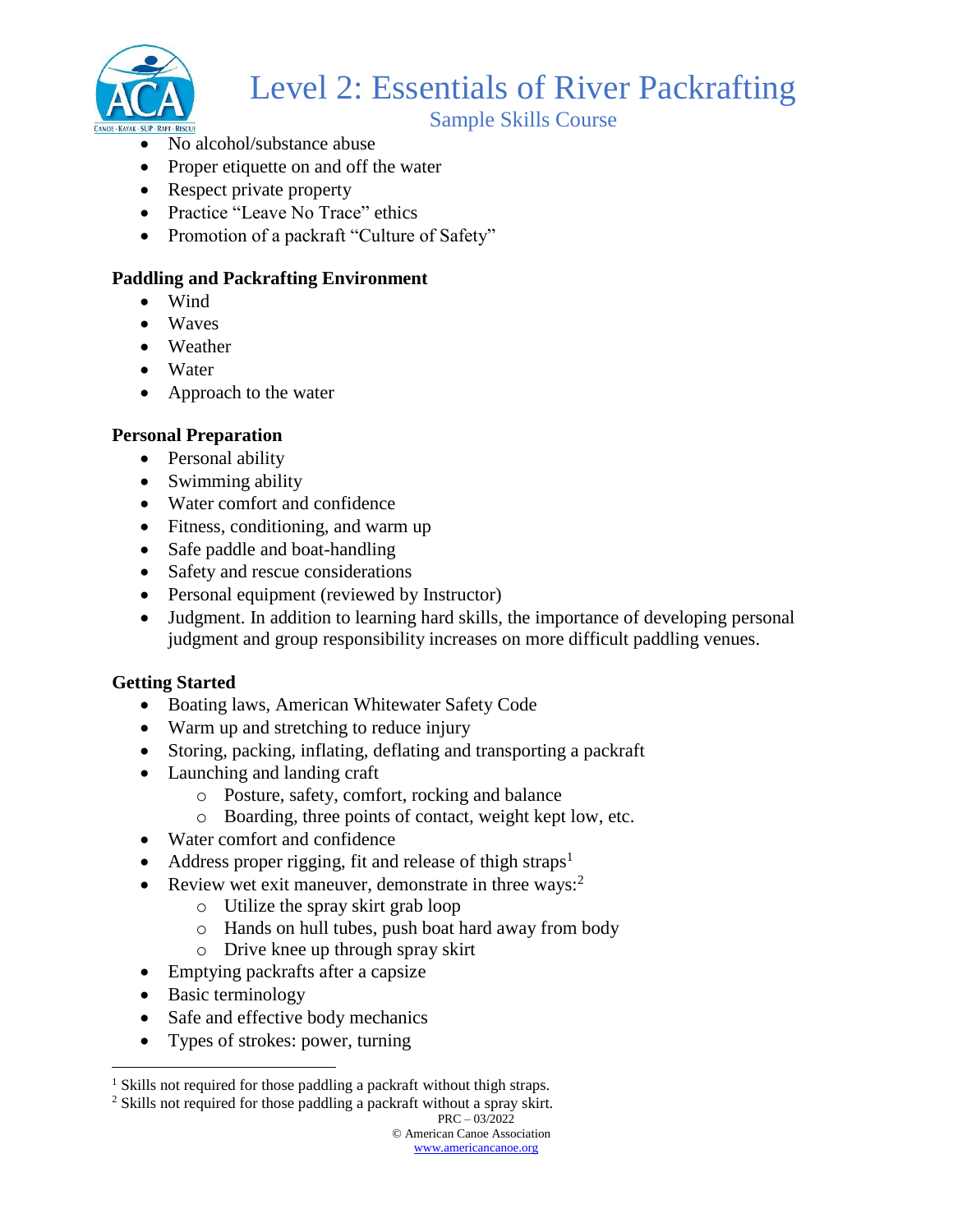- No alcohol/substance abuse
- Proper etiquette on and off the water
- Respect private property
- Practice "Leave No Trace" ethics
- Promotion of a packraft "Culture of Safety"

**Paddling and Packrafting Environment**

- Wind
- Waves
- Weather
- Water
- Approach to the water

**Personal Preparation**

- Personal ability
- Swimming ability
- Water comfort and confidence
- Fitness, conditioning, and warm up
- Safe paddle and boat-handling
- Safety and rescue considerations
- Personal equipment (reviewed by Instructor)
- Judgment. In addition to learning hard skills, the importance of developing personal judgment and group responsibility increases on more difficult paddling venues.

**Getting Started**

- Boating laws, American Whitewater Safety Code
- Warm up and stretching to reduce injury
- Storing, packing, inflating, deflating and transporting a packraft
- Launching and landing craft
    - Posture, safety, comfort, rocking and balance
    - Boarding, three points of contact, weight kept low, etc.
- Water comfort and confidence
- Address proper rigging, fit and release of thigh straps[1]
- Review wet exit maneuver, demonstrate in three ways:[2]
    - Utilize the spray skirt grab loop
    - Hands on hull tubes, push boat hard away from body
    - Drive knee up through spray skirt
- Emptying packrafts after a capsize
- Basic terminology
- Safe and effective body mechanics
- Types of strokes: power, turning

---

[1] Skills not required for those paddling a packraft without thigh straps.

[2] Skills not required for those paddling a packraft without a spray skirt.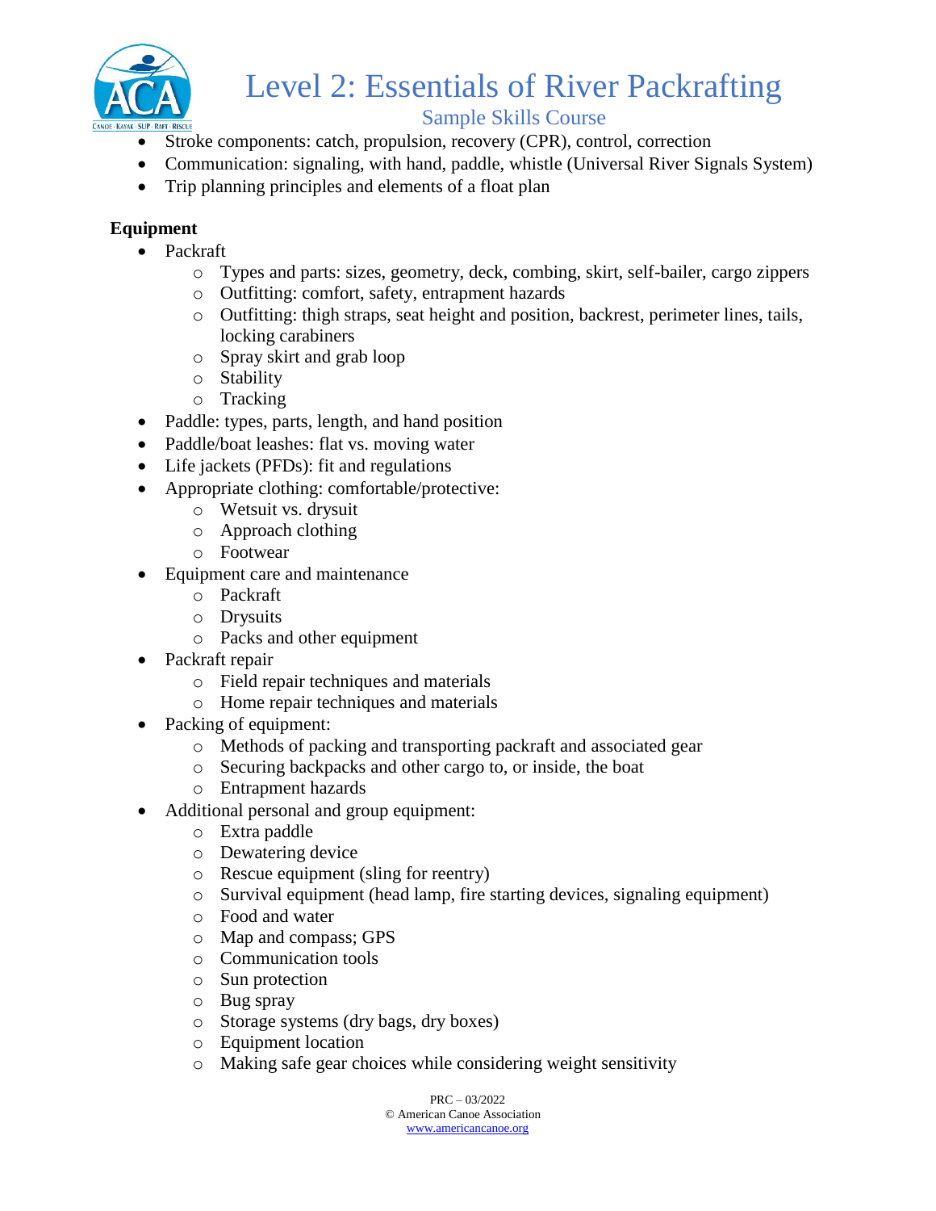- Stroke components: catch, propulsion, recovery (CPR), control, correction
- Communication: signaling, with hand, paddle, whistle (Universal River Signals System)
- Trip planning principles and elements of a float plan

**Equipment**

- Packraft
  - Types and parts: sizes, geometry, deck, combing, skirt, self-bailer, cargo zippers
  - Outfitting: comfort, safety, entrapment hazards
  - Outfitting: thigh straps, seat height and position, backrest, perimeter lines, tails, locking carabiners
  - Spray skirt and grab loop
  - Stability
  - Tracking
- Paddle: types, parts, length, and hand position
- Paddle/boat leashes: flat vs. moving water
- Life jackets (PFDs): fit and regulations
- Appropriate clothing: comfortable/protective:
  - Wetsuit vs. drysuit
  - Approach clothing
  - Footwear
- Equipment care and maintenance
  - Packraft
  - Drysuits
  - Packs and other equipment
- Packraft repair
  - Field repair techniques and materials
  - Home repair techniques and materials
- Packing of equipment:
  - Methods of packing and transporting packraft and associated gear
  - Securing backpacks and other cargo to, or inside, the boat
  - Entrapment hazards
- Additional personal and group equipment:
  - Extra paddle
  - Dewatering device
  - Rescue equipment (sling for reentry)
  - Survival equipment (head lamp, fire starting devices, signaling equipment)
  - Food and water
  - Map and compass; GPS
  - Communication tools
  - Sun protection
  - Bug spray
  - Storage systems (dry bags, dry boxes)
  - Equipment location
  - Making safe gear choices while considering weight sensitivity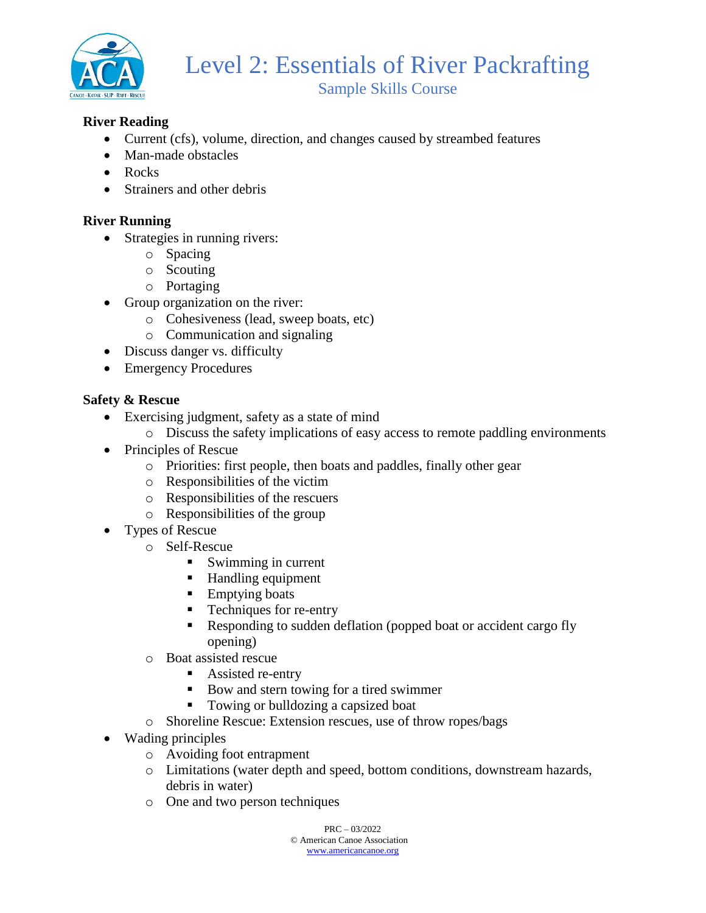# Level 2: Essentials of River Packrafting

## Sample Skills Course

**River Reading**

- Current (cfs), volume, direction, and changes caused by streambed features
- Man-made obstacles
- Rocks
- Strainers and other debris

**River Running**

- Strategies in running rivers:
  - Spacing
  - Scouting
  - Portaging
- Group organization on the river:
  - Cohesiveness (lead, sweep boats, etc)
  - Communication and signaling
- Discuss danger vs. difficulty
- Emergency Procedures

**Safety & Rescue**

- Exercising judgment, safety as a state of mind
  - Discuss the safety implications of easy access to remote paddling environments
- Principles of Rescue
  - Priorities: first people, then boats and paddles, finally other gear
  - Responsibilities of the victim
  - Responsibilities of the rescuers
  - Responsibilities of the group
- Types of Rescue
  - Self-Rescue
    - Swimming in current
    - Handling equipment
    - Emptying boats
    - Techniques for re-entry
    - Responding to sudden deflation (popped boat or accident cargo fly opening)
  - Boat assisted rescue
    - Assisted re-entry
    - Bow and stern towing for a tired swimmer
    - Towing or bulldozing a capsized boat
  - Shoreline Rescue: Extension rescues, use of throw ropes/bags
- Wading principles
  - Avoiding foot entrapment
  - Limitations (water depth and speed, bottom conditions, downstream hazards, debris in water)
  - One and two person techniques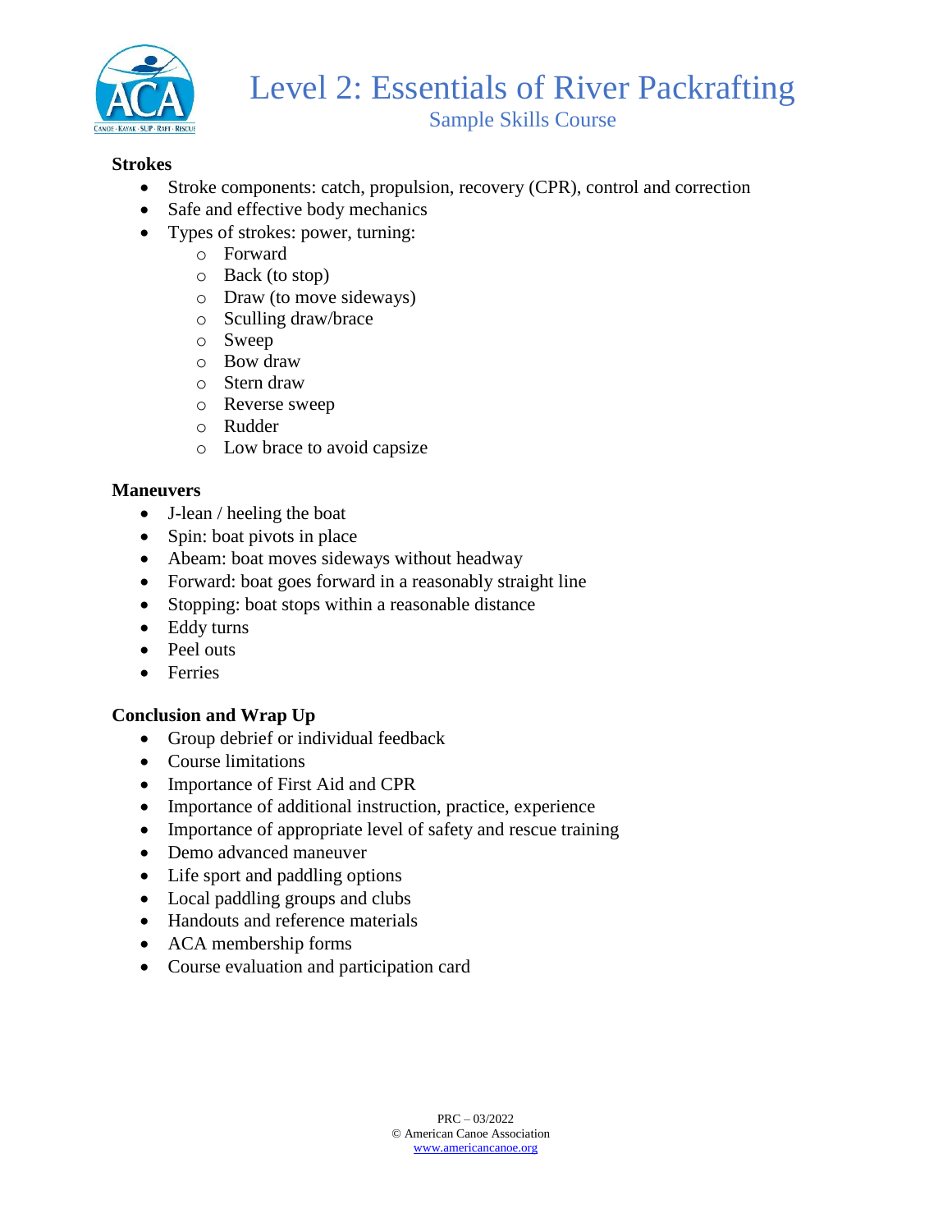# Level 2: Essentials of River Packrafting

## Sample Skills Course

**Strokes**

- Stroke components: catch, propulsion, recovery (CPR), control and correction
- Safe and effective body mechanics
- Types of strokes: power, turning:
  - Forward
  - Back (to stop)
  - Draw (to move sideways)
  - Sculling draw/brace
  - Sweep
  - Bow draw
  - Stern draw
  - Reverse sweep
  - Rudder
  - Low brace to avoid capsize

**Maneuvers**

- J-lean / heeling the boat
- Spin: boat pivots in place
- Abeam: boat moves sideways without headway
- Forward: boat goes forward in a reasonably straight line
- Stopping: boat stops within a reasonable distance
- Eddy turns
- Peel outs
- Ferries

**Conclusion and Wrap Up**

- Group debrief or individual feedback
- Course limitations
- Importance of First Aid and CPR
- Importance of additional instruction, practice, experience
- Importance of appropriate level of safety and rescue training
- Demo advanced maneuver
- Life sport and paddling options
- Local paddling groups and clubs
- Handouts and reference materials
- ACA membership forms
- Course evaluation and participation card